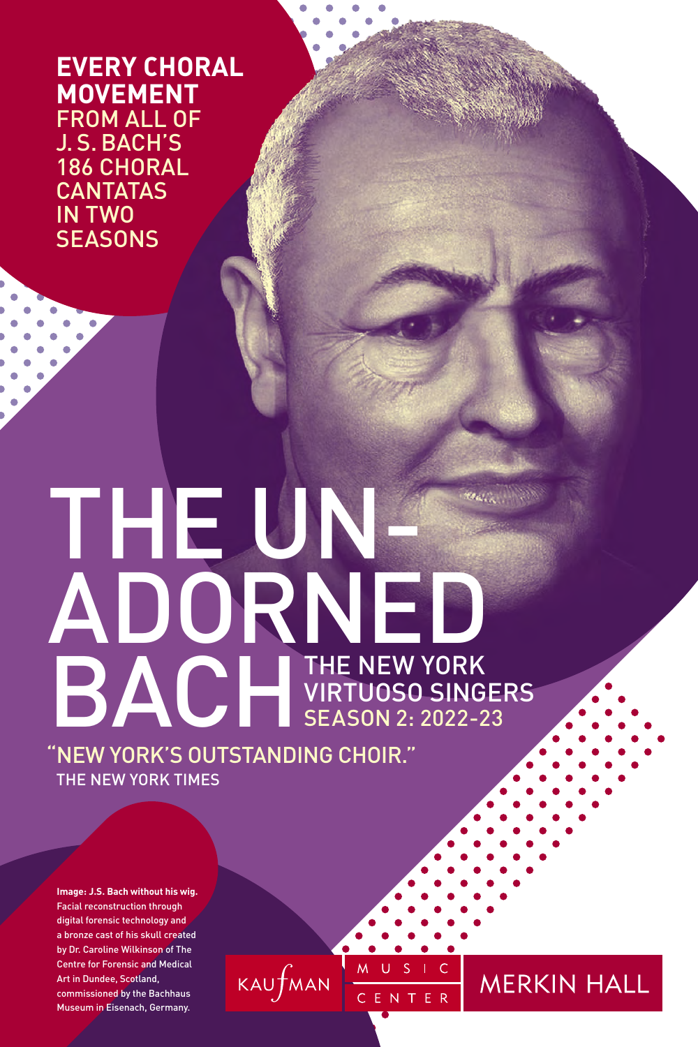**EVERY CHORAL MOVEMENT** FROM ALL OF J. S. BACH'S 186 CHORAL CANTATAS IN TWO SEASONS

# THE UN-ADORNED BACH

## THE NEW YORK VIRTUOSO SINGERS

SEASON 2: 2022-23

"NEW YORK'S OUTSTANDING CHOIR."
THE NEW YORK TIMES

**Image: J.S. Bach without his wig.** Facial reconstruction through digital forensic technology and a bronze cast of his skull created by Dr. Caroline Wilkinson of The Centre for Forensic and Medical Art in Dundee, Scotland, commissioned by the Bachhaus Museum in Eisenach, Germany.

KAUFMAN MUSIC CENTER | MERKIN HALL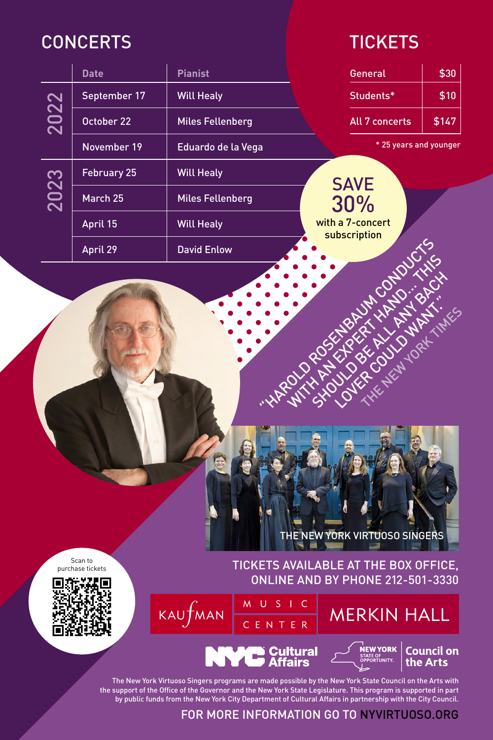## CONCERTS

| | Date | Pianist |
|---|---|---|
| 2022 | September 17 | Will Healy |
| | October 22 | Miles Fellenberg |
| | November 19 | Eduardo de la Vega |
| 2023 | February 25 | Will Healy |
| | March 25 | Miles Fellenberg |
| | April 15 | Will Healy |
| | April 29 | David Enlow |

## TICKETS

| | |
|---|---|
| General | $30 |
| Students* | $10 |
| All 7 concerts | $147 |

* 25 years and younger

SAVE 30% with a 7-concert subscription

"HAROLD ROSENBAUM CONDUCTS WITH AN EXPERT HAND... THIS SHOULD BE ALL ANY BACH LOVER COULD WANT."
THE NEW YORK TIMES

THE NEW YORK VIRTUOSO SINGERS

Scan to purchase tickets

TICKETS AVAILABLE AT THE BOX OFFICE, ONLINE AND BY PHONE 212-501-3330

KAUFMAN MUSIC CENTER | MERKIN HALL

NYC Cultural Affairs

NEW YORK STATE OF OPPORTUNITY. Council on the Arts

The New York Virtuoso Singers programs are made possible by the New York State Council on the Arts with the support of the Office of the Governor and the New York State Legislature. This program is supported in part by public funds from the New York City Department of Cultural Affairs in partnership with the City Council.

FOR MORE INFORMATION GO TO NYVIRTUOSO.ORG